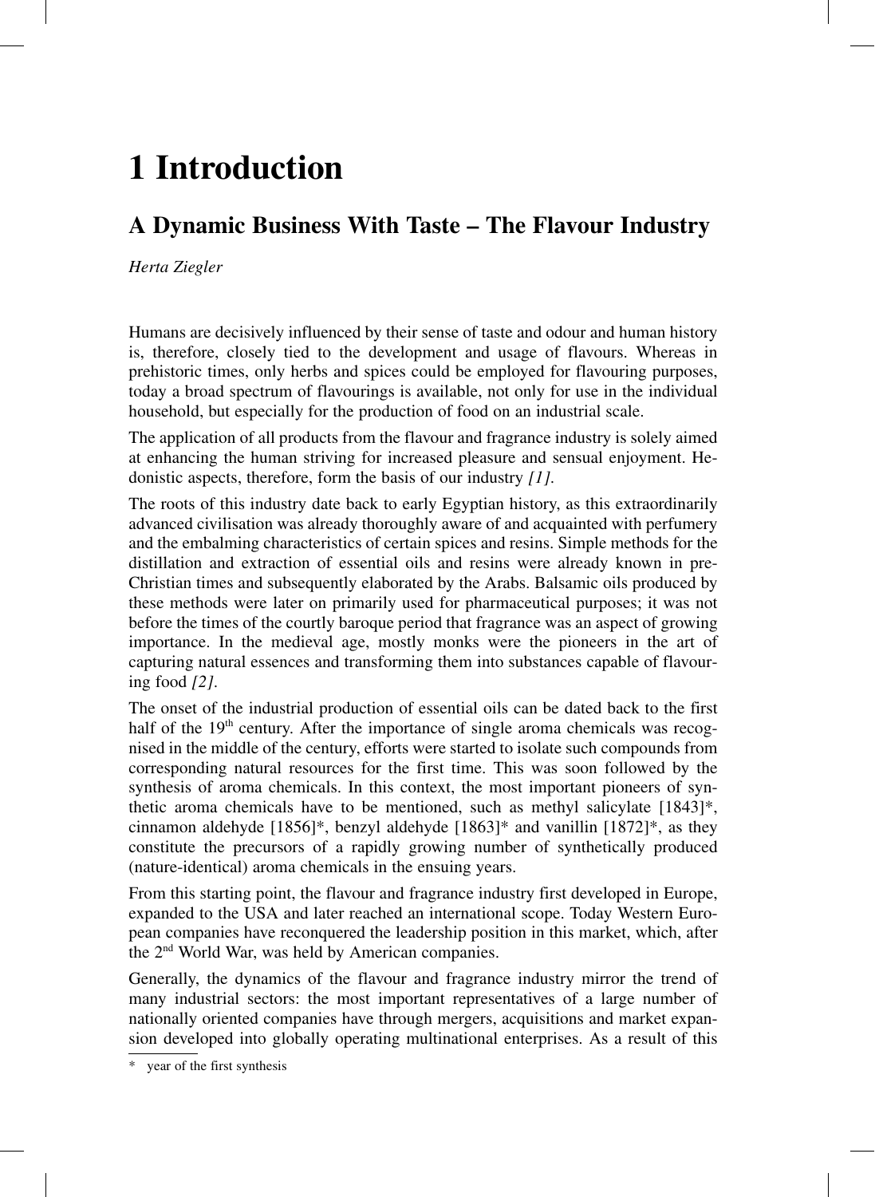# 1 Introduction

## A Dynamic Business With Taste – The Flavour Industry

*Herta Ziegler*

Humans are decisively influenced by their sense of taste and odour and human history is, therefore, closely tied to the development and usage of flavours. Whereas in prehistoric times, only herbs and spices could be employed for flavouring purposes, today a broad spectrum of flavourings is available, not only for use in the individual household, but especially for the production of food on an industrial scale.

The application of all products from the flavour and fragrance industry is solely aimed at enhancing the human striving for increased pleasure and sensual enjoyment. Hedonistic aspects, therefore, form the basis of our industry *[1]*.

The roots of this industry date back to early Egyptian history, as this extraordinarily advanced civilisation was already thoroughly aware of and acquainted with perfumery and the embalming characteristics of certain spices and resins. Simple methods for the distillation and extraction of essential oils and resins were already known in pre-Christian times and subsequently elaborated by the Arabs. Balsamic oils produced by these methods were later on primarily used for pharmaceutical purposes; it was not before the times of the courtly baroque period that fragrance was an aspect of growing importance. In the medieval age, mostly monks were the pioneers in the art of capturing natural essences and transforming them into substances capable of flavouring food *[2]*.

The onset of the industrial production of essential oils can be dated back to the first half of the 19th century. After the importance of single aroma chemicals was recognised in the middle of the century, efforts were started to isolate such compounds from corresponding natural resources for the first time. This was soon followed by the synthesis of aroma chemicals. In this context, the most important pioneers of synthetic aroma chemicals have to be mentioned, such as methyl salicylate [1843]*, cinnamon aldehyde [1856]*, benzyl aldehyde [1863]* and vanillin [1872]*, as they constitute the precursors of a rapidly growing number of synthetically produced (nature-identical) aroma chemicals in the ensuing years.

From this starting point, the flavour and fragrance industry first developed in Europe, expanded to the USA and later reached an international scope. Today Western European companies have reconquered the leadership position in this market, which, after the 2nd World War, was held by American companies.

Generally, the dynamics of the flavour and fragrance industry mirror the trend of many industrial sectors: the most important representatives of a large number of nationally oriented companies have through mergers, acquisitions and market expansion developed into globally operating multinational enterprises. As a result of this

---

* year of the first synthesis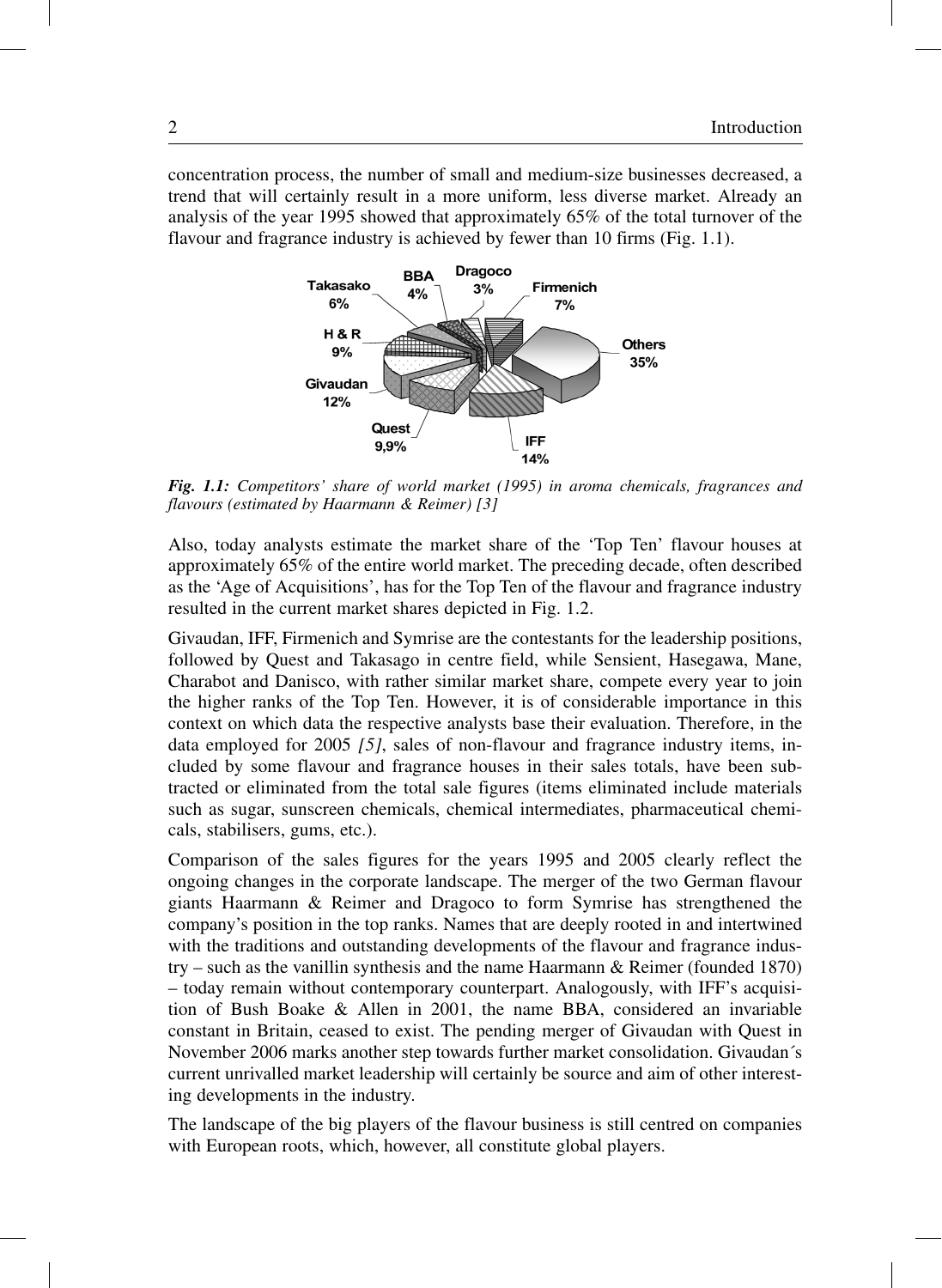concentration process, the number of small and medium-size businesses decreased, a trend that will certainly result in a more uniform, less diverse market. Already an analysis of the year 1995 showed that approximately 65% of the total turnover of the flavour and fragrance industry is achieved by fewer than 10 firms (Fig. 1.1).

***Fig. 1.1:*** *Competitors' share of world market (1995) in aroma chemicals, fragrances and flavours (estimated by Haarmann & Reimer) [3]*

Also, today analysts estimate the market share of the 'Top Ten' flavour houses at approximately 65% of the entire world market. The preceding decade, often described as the 'Age of Acquisitions', has for the Top Ten of the flavour and fragrance industry resulted in the current market shares depicted in Fig. 1.2.

Givaudan, IFF, Firmenich and Symrise are the contestants for the leadership positions, followed by Quest and Takasago in centre field, while Sensient, Hasegawa, Mane, Charabot and Danisco, with rather similar market share, compete every year to join the higher ranks of the Top Ten. However, it is of considerable importance in this context on which data the respective analysts base their evaluation. Therefore, in the data employed for 2005 *[5]*, sales of non-flavour and fragrance industry items, included by some flavour and fragrance houses in their sales totals, have been subtracted or eliminated from the total sale figures (items eliminated include materials such as sugar, sunscreen chemicals, chemical intermediates, pharmaceutical chemicals, stabilisers, gums, etc.).

Comparison of the sales figures for the years 1995 and 2005 clearly reflect the ongoing changes in the corporate landscape. The merger of the two German flavour giants Haarmann & Reimer and Dragoco to form Symrise has strengthened the company's position in the top ranks. Names that are deeply rooted in and intertwined with the traditions and outstanding developments of the flavour and fragrance industry – such as the vanillin synthesis and the name Haarmann & Reimer (founded 1870) – today remain without contemporary counterpart. Analogously, with IFF's acquisition of Bush Boake & Allen in 2001, the name BBA, considered an invariable constant in Britain, ceased to exist. The pending merger of Givaudan with Quest in November 2006 marks another step towards further market consolidation. Givaudan´s current unrivalled market leadership will certainly be source and aim of other interesting developments in the industry.

The landscape of the big players of the flavour business is still centred on companies with European roots, which, however, all constitute global players.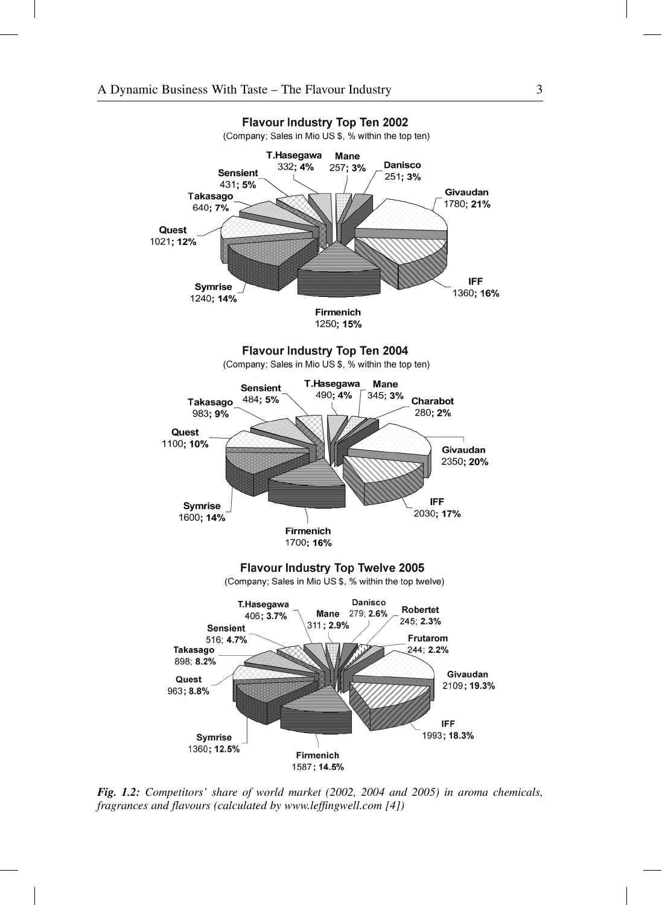**Flavour Industry Top Ten 2002**

(Company; Sales in Mio US $, % within the top ten)

T.Hasegawa 332; **4%**
Mane 257; **3%**
Danisco 251; **3%**
Sensient 431; **5%**
Takasago 640; **7%**
Givaudan 1780; **21%**
Quest 1021; **12%**
IFF 1360; **16%**
Symrise 1240; **14%**
Firmenich 1250; **15%**

**Flavour Industry Top Ten 2004**

(Company; Sales in Mio US $, % within the top ten)

Sensient 484; **5%**
T.Hasegawa 490; **4%**
Mane 345; **3%**
Takasago 983; **9%**
Charabot 280; **2%**
Quest 1100; **10%**
Givaudan 2350; **20%**
IFF 2030; **17%**
Symrise 1600; **14%**
Firmenich 1700; **16%**

**Flavour Industry Top Twelve 2005**

(Company; Sales in Mio US $, % within the top twelve)

T.Hasegawa 406; **3.7%**
Mane 311; **2.9%**
Danisco 279; **2.6%**
Robertet 245; **2.3%**
Sensient 516; **4.7%**
Frutarom 244; **2.2%**
Takasago 898; **8.2%**
Givaudan 2109; **19.3%**
Quest 963; **8.8%**
IFF 1993; **18.3%**
Symrise 1360; **12.5%**
Firmenich 1587; **14.5%**

***Fig. 1.2:*** *Competitors' share of world market (2002, 2004 and 2005) in aroma chemicals, fragrances and flavours (calculated by www.leffingwell.com [4])*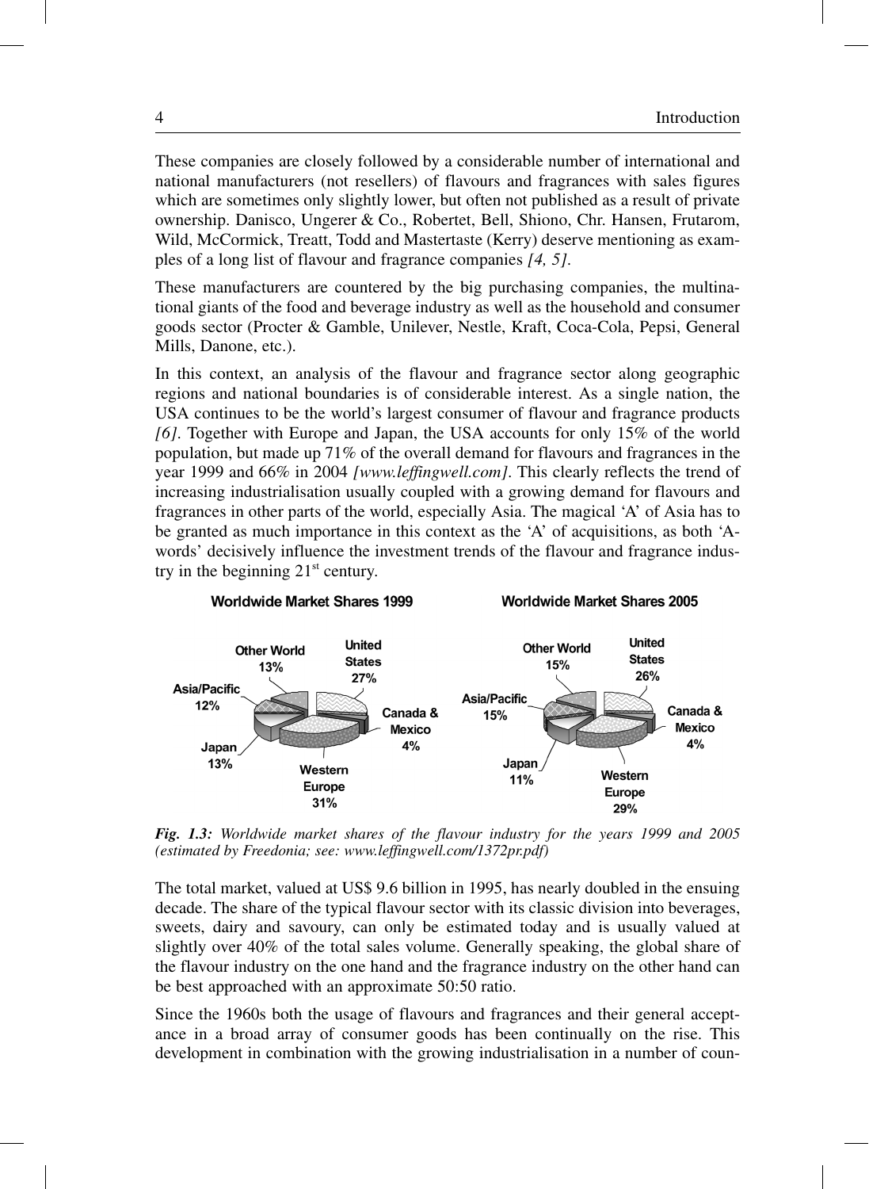These companies are closely followed by a considerable number of international and national manufacturers (not resellers) of flavours and fragrances with sales figures which are sometimes only slightly lower, but often not published as a result of private ownership. Danisco, Ungerer & Co., Robertet, Bell, Shiono, Chr. Hansen, Frutarom, Wild, McCormick, Treatt, Todd and Mastertaste (Kerry) deserve mentioning as examples of a long list of flavour and fragrance companies *[4, 5]*.

These manufacturers are countered by the big purchasing companies, the multinational giants of the food and beverage industry as well as the household and consumer goods sector (Procter & Gamble, Unilever, Nestle, Kraft, Coca-Cola, Pepsi, General Mills, Danone, etc.).

In this context, an analysis of the flavour and fragrance sector along geographic regions and national boundaries is of considerable interest. As a single nation, the USA continues to be the world's largest consumer of flavour and fragrance products *[6]*. Together with Europe and Japan, the USA accounts for only 15% of the world population, but made up 71% of the overall demand for flavours and fragrances in the year 1999 and 66% in 2004 *[www.leffingwell.com]*. This clearly reflects the trend of increasing industrialisation usually coupled with a growing demand for flavours and fragrances in other parts of the world, especially Asia. The magical 'A' of Asia has to be granted as much importance in this context as the 'A' of acquisitions, as both 'A-words' decisively influence the investment trends of the flavour and fragrance industry in the beginning 21st century.

**Worldwide Market Shares 1999**

| Region | Share |
|---|---|
| United States | 27% |
| Canada & Mexico | 4% |
| Western Europe | 31% |
| Japan | 13% |
| Asia/Pacific | 12% |
| Other World | 13% |

**Worldwide Market Shares 2005**

| Region | Share |
|---|---|
| United States | 26% |
| Canada & Mexico | 4% |
| Western Europe | 29% |
| Japan | 11% |
| Asia/Pacific | 15% |
| Other World | 15% |

***Fig. 1.3:*** *Worldwide market shares of the flavour industry for the years 1999 and 2005 (estimated by Freedonia; see: www.leffingwell.com/1372pr.pdf)*

The total market, valued at US$ 9.6 billion in 1995, has nearly doubled in the ensuing decade. The share of the typical flavour sector with its classic division into beverages, sweets, dairy and savoury, can only be estimated today and is usually valued at slightly over 40% of the total sales volume. Generally speaking, the global share of the flavour industry on the one hand and the fragrance industry on the other hand can be best approached with an approximate 50:50 ratio.

Since the 1960s both the usage of flavours and fragrances and their general acceptance in a broad array of consumer goods has been continually on the rise. This development in combination with the growing industrialisation in a number of coun-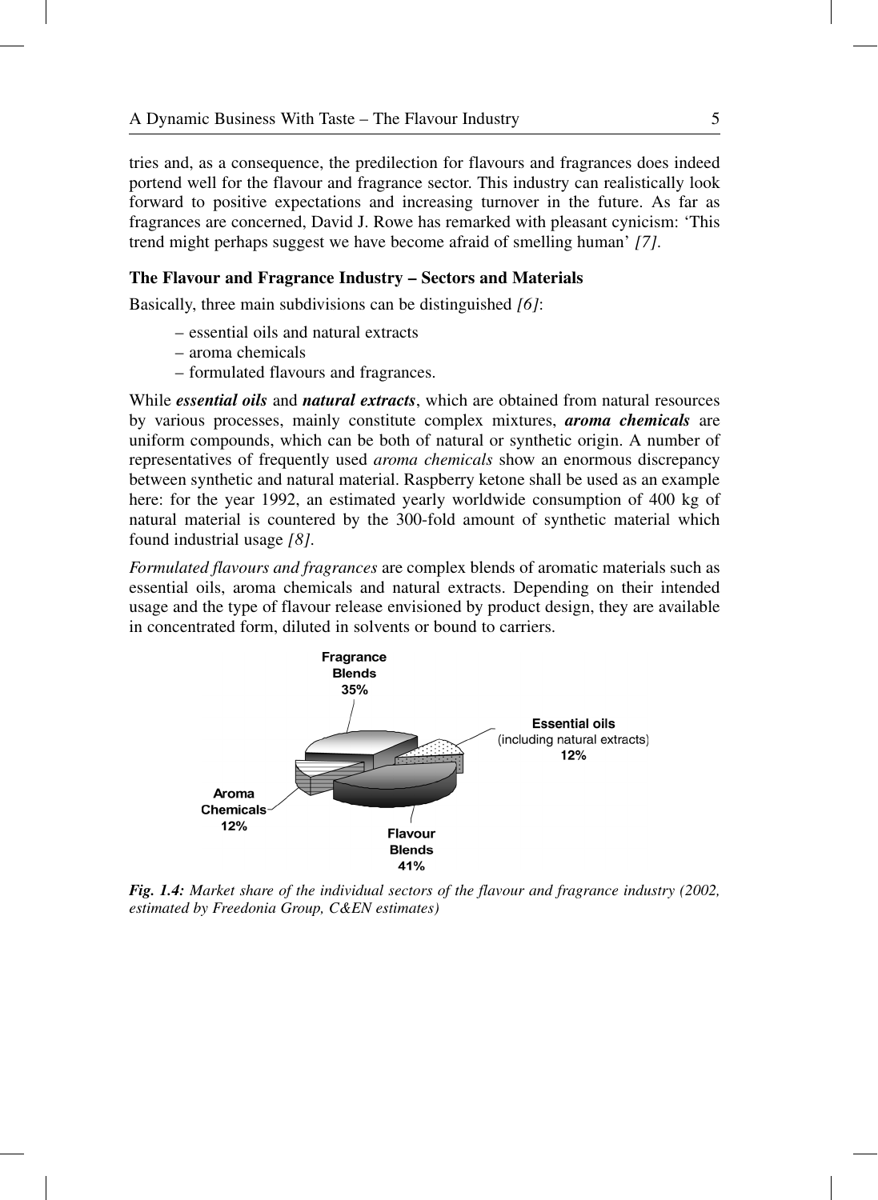tries and, as a consequence, the predilection for flavours and fragrances does indeed portend well for the flavour and fragrance sector. This industry can realistically look forward to positive expectations and increasing turnover in the future. As far as fragrances are concerned, David J. Rowe has remarked with pleasant cynicism: 'This trend might perhaps suggest we have become afraid of smelling human' *[7]*.

### The Flavour and Fragrance Industry – Sectors and Materials

Basically, three main subdivisions can be distinguished *[6]*:

- essential oils and natural extracts
- aroma chemicals
- formulated flavours and fragrances.

While ***essential oils*** and ***natural extracts***, which are obtained from natural resources by various processes, mainly constitute complex mixtures, ***aroma chemicals*** are uniform compounds, which can be both of natural or synthetic origin. A number of representatives of frequently used *aroma chemicals* show an enormous discrepancy between synthetic and natural material. Raspberry ketone shall be used as an example here: for the year 1992, an estimated yearly worldwide consumption of 400 kg of natural material is countered by the 300-fold amount of synthetic material which found industrial usage *[8]*.

*Formulated flavours and fragrances* are complex blends of aromatic materials such as essential oils, aroma chemicals and natural extracts. Depending on their intended usage and the type of flavour release envisioned by product design, they are available in concentrated form, diluted in solvents or bound to carriers.

**Fragrance Blends 35%**

**Essential oils** (including natural extracts) **12%**

**Aroma Chemicals 12%**

**Flavour Blends 41%**

***Fig. 1.4:*** *Market share of the individual sectors of the flavour and fragrance industry (2002, estimated by Freedonia Group, C&EN estimates)*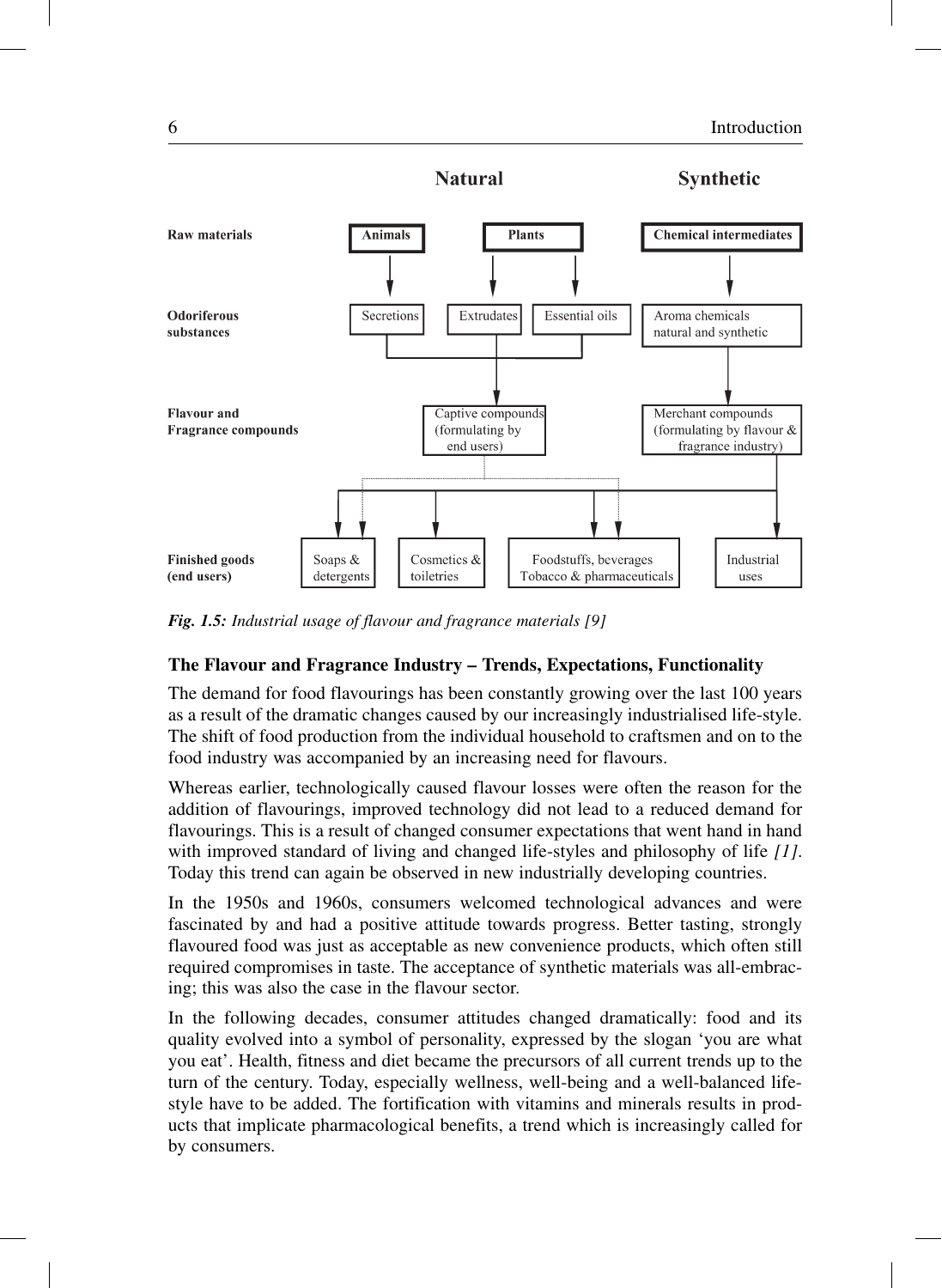**Natural** | **Synthetic**

**Raw materials**: Animals; Plants; Chemical intermediates

**Odoriferous substances**: Secretions; Extrudates; Essential oils; Aroma chemicals natural and synthetic

**Flavour and Fragrance compounds**: Captive compounds (formulating by end users); Merchant compounds (formulating by flavour & fragrance industry)

**Finished goods (end users)**: Soaps & detergents; Cosmetics & toiletries; Foodstuffs, beverages Tobacco & pharmaceuticals; Industrial uses

***Fig. 1.5:*** *Industrial usage of flavour and fragrance materials [9]*

### The Flavour and Fragrance Industry – Trends, Expectations, Functionality

The demand for food flavourings has been constantly growing over the last 100 years as a result of the dramatic changes caused by our increasingly industrialised life-style. The shift of food production from the individual household to craftsmen and on to the food industry was accompanied by an increasing need for flavours.

Whereas earlier, technologically caused flavour losses were often the reason for the addition of flavourings, improved technology did not lead to a reduced demand for flavourings. This is a result of changed consumer expectations that went hand in hand with improved standard of living and changed life-styles and philosophy of life *[1]*. Today this trend can again be observed in new industrially developing countries.

In the 1950s and 1960s, consumers welcomed technological advances and were fascinated by and had a positive attitude towards progress. Better tasting, strongly flavoured food was just as acceptable as new convenience products, which often still required compromises in taste. The acceptance of synthetic materials was all-embracing; this was also the case in the flavour sector.

In the following decades, consumer attitudes changed dramatically: food and its quality evolved into a symbol of personality, expressed by the slogan 'you are what you eat'. Health, fitness and diet became the precursors of all current trends up to the turn of the century. Today, especially wellness, well-being and a well-balanced life-style have to be added. The fortification with vitamins and minerals results in products that implicate pharmacological benefits, a trend which is increasingly called for by consumers.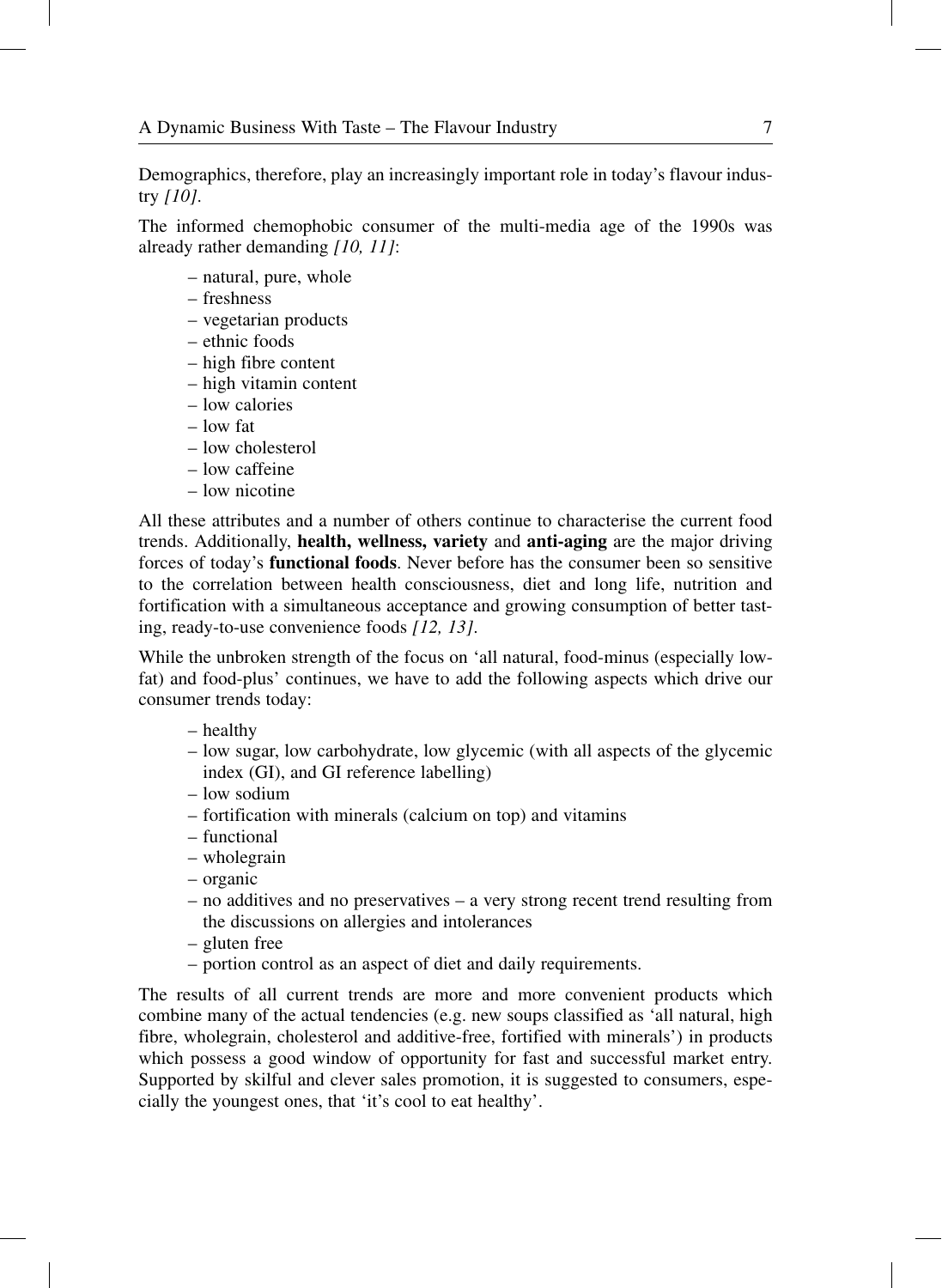Demographics, therefore, play an increasingly important role in today's flavour industry *[10]*.

The informed chemophobic consumer of the multi-media age of the 1990s was already rather demanding *[10, 11]*:

- natural, pure, whole
- freshness
- vegetarian products
- ethnic foods
- high fibre content
- high vitamin content
- low calories
- low fat
- low cholesterol
- low caffeine
- low nicotine

All these attributes and a number of others continue to characterise the current food trends. Additionally, **health, wellness, variety** and **anti-aging** are the major driving forces of today's **functional foods**. Never before has the consumer been so sensitive to the correlation between health consciousness, diet and long life, nutrition and fortification with a simultaneous acceptance and growing consumption of better tasting, ready-to-use convenience foods *[12, 13]*.

While the unbroken strength of the focus on 'all natural, food-minus (especially low-fat) and food-plus' continues, we have to add the following aspects which drive our consumer trends today:

- healthy
- low sugar, low carbohydrate, low glycemic (with all aspects of the glycemic index (GI), and GI reference labelling)
- low sodium
- fortification with minerals (calcium on top) and vitamins
- functional
- wholegrain
- organic
- no additives and no preservatives – a very strong recent trend resulting from the discussions on allergies and intolerances
- gluten free
- portion control as an aspect of diet and daily requirements.

The results of all current trends are more and more convenient products which combine many of the actual tendencies (e.g. new soups classified as 'all natural, high fibre, wholegrain, cholesterol and additive-free, fortified with minerals') in products which possess a good window of opportunity for fast and successful market entry. Supported by skilful and clever sales promotion, it is suggested to consumers, especially the youngest ones, that 'it's cool to eat healthy'.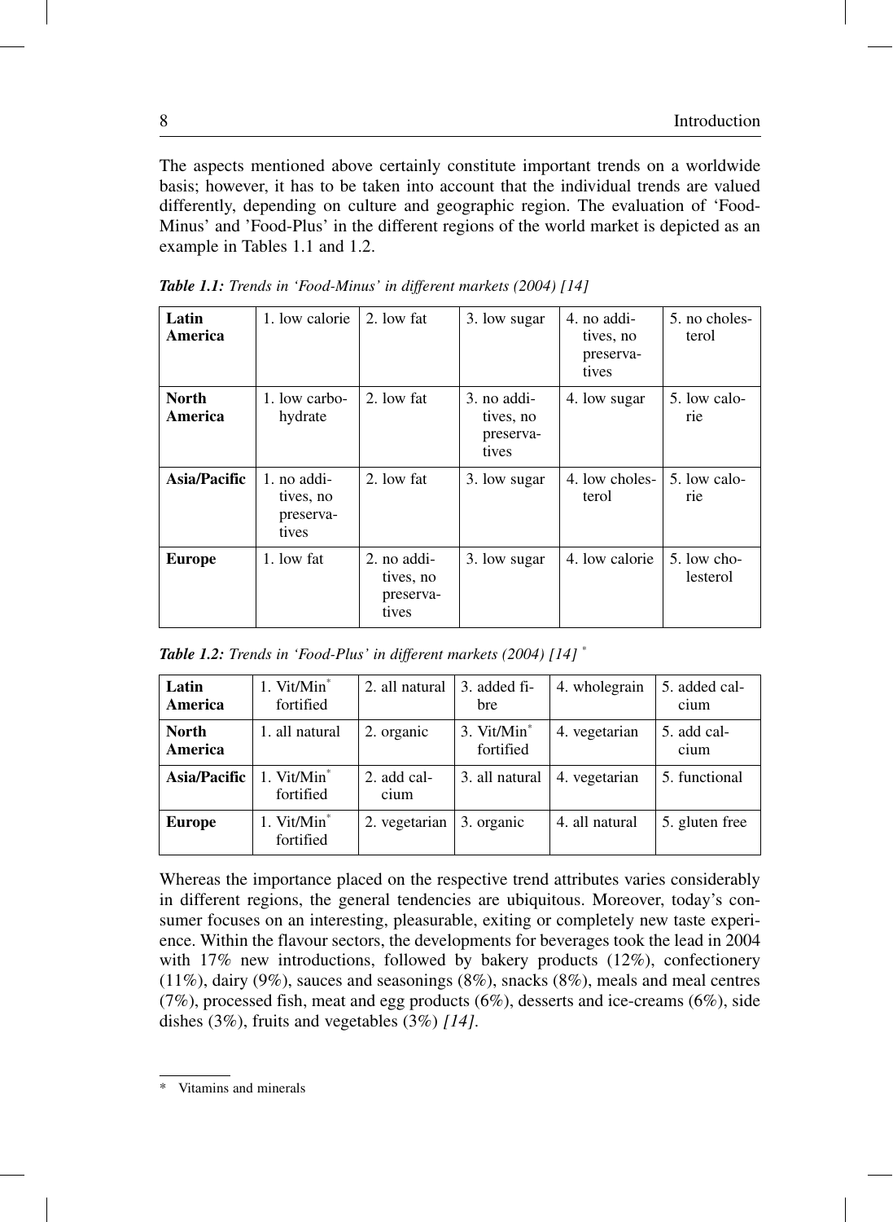The aspects mentioned above certainly constitute important trends on a worldwide basis; however, it has to be taken into account that the individual trends are valued differently, depending on culture and geographic region. The evaluation of 'Food-Minus' and 'Food-Plus' in the different regions of the world market is depicted as an example in Tables 1.1 and 1.2.

***Table 1.1:*** *Trends in 'Food-Minus' in different markets (2004) [14]*

| | | | | | |
|---|---|---|---|---|---|
| **Latin America** | 1. low calorie | 2. low fat | 3. low sugar | 4. no additives, no preservatives | 5. no cholesterol |
| **North America** | 1. low carbohydrate | 2. low fat | 3. no additives, no preservatives | 4. low sugar | 5. low calorie |
| **Asia/Pacific** | 1. no additives, no preservatives | 2. low fat | 3. low sugar | 4. low cholesterol | 5. low calorie |
| **Europe** | 1. low fat | 2. no additives, no preservatives | 3. low sugar | 4. low calorie | 5. low cholesterol |

***Table 1.2:*** *Trends in 'Food-Plus' in different markets (2004) [14]* *

| | | | | | |
|---|---|---|---|---|---|
| **Latin America** | 1. Vit/Min* fortified | 2. all natural | 3. added fibre | 4. wholegrain | 5. added calcium |
| **North America** | 1. all natural | 2. organic | 3. Vit/Min* fortified | 4. vegetarian | 5. add calcium |
| **Asia/Pacific** | 1. Vit/Min* fortified | 2. add calcium | 3. all natural | 4. vegetarian | 5. functional |
| **Europe** | 1. Vit/Min* fortified | 2. vegetarian | 3. organic | 4. all natural | 5. gluten free |

Whereas the importance placed on the respective trend attributes varies considerably in different regions, the general tendencies are ubiquitous. Moreover, today's consumer focuses on an interesting, pleasurable, exiting or completely new taste experience. Within the flavour sectors, the developments for beverages took the lead in 2004 with 17% new introductions, followed by bakery products (12%), confectionery (11%), dairy (9%), sauces and seasonings (8%), snacks (8%), meals and meal centres (7%), processed fish, meat and egg products (6%), desserts and ice-creams (6%), side dishes (3%), fruits and vegetables (3%) *[14]*.

\* Vitamins and minerals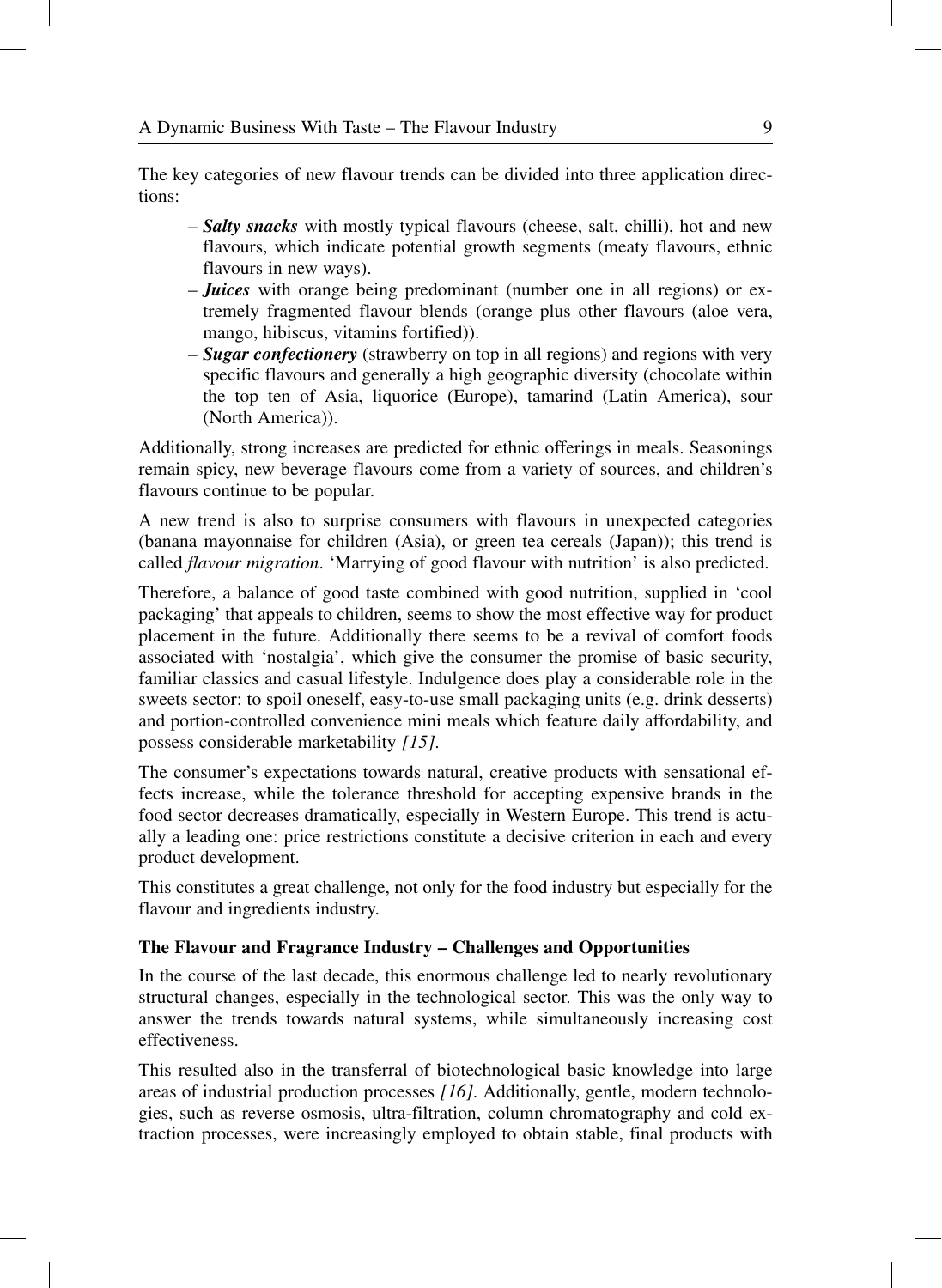The key categories of new flavour trends can be divided into three application directions:

- ***Salty snacks*** with mostly typical flavours (cheese, salt, chilli), hot and new flavours, which indicate potential growth segments (meaty flavours, ethnic flavours in new ways).
- ***Juices*** with orange being predominant (number one in all regions) or extremely fragmented flavour blends (orange plus other flavours (aloe vera, mango, hibiscus, vitamins fortified)).
- ***Sugar confectionery*** (strawberry on top in all regions) and regions with very specific flavours and generally a high geographic diversity (chocolate within the top ten of Asia, liquorice (Europe), tamarind (Latin America), sour (North America)).

Additionally, strong increases are predicted for ethnic offerings in meals. Seasonings remain spicy, new beverage flavours come from a variety of sources, and children's flavours continue to be popular.

A new trend is also to surprise consumers with flavours in unexpected categories (banana mayonnaise for children (Asia), or green tea cereals (Japan)); this trend is called *flavour migration*. 'Marrying of good flavour with nutrition' is also predicted.

Therefore, a balance of good taste combined with good nutrition, supplied in 'cool packaging' that appeals to children, seems to show the most effective way for product placement in the future. Additionally there seems to be a revival of comfort foods associated with 'nostalgia', which give the consumer the promise of basic security, familiar classics and casual lifestyle. Indulgence does play a considerable role in the sweets sector: to spoil oneself, easy-to-use small packaging units (e.g. drink desserts) and portion-controlled convenience mini meals which feature daily affordability, and possess considerable marketability *[15]*.

The consumer's expectations towards natural, creative products with sensational effects increase, while the tolerance threshold for accepting expensive brands in the food sector decreases dramatically, especially in Western Europe. This trend is actually a leading one: price restrictions constitute a decisive criterion in each and every product development.

This constitutes a great challenge, not only for the food industry but especially for the flavour and ingredients industry.

## The Flavour and Fragrance Industry – Challenges and Opportunities

In the course of the last decade, this enormous challenge led to nearly revolutionary structural changes, especially in the technological sector. This was the only way to answer the trends towards natural systems, while simultaneously increasing cost effectiveness.

This resulted also in the transferral of biotechnological basic knowledge into large areas of industrial production processes *[16]*. Additionally, gentle, modern technologies, such as reverse osmosis, ultra-filtration, column chromatography and cold extraction processes, were increasingly employed to obtain stable, final products with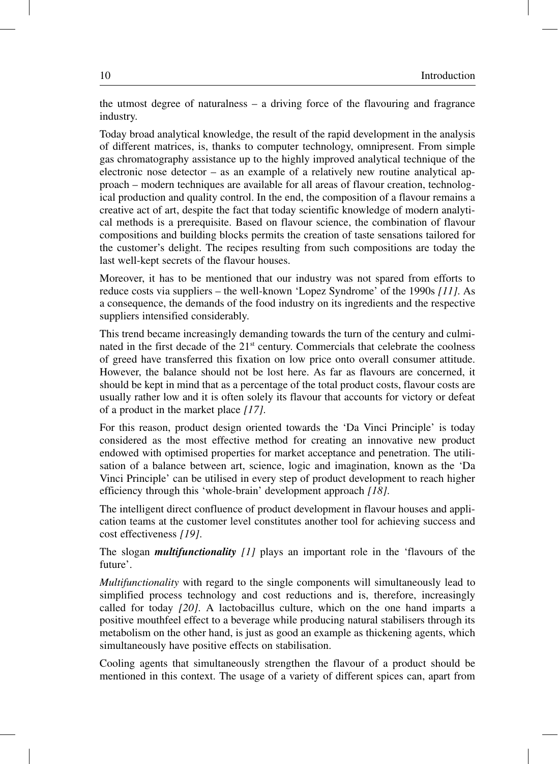the utmost degree of naturalness – a driving force of the flavouring and fragrance industry.

Today broad analytical knowledge, the result of the rapid development in the analysis of different matrices, is, thanks to computer technology, omnipresent. From simple gas chromatography assistance up to the highly improved analytical technique of the electronic nose detector – as an example of a relatively new routine analytical approach – modern techniques are available for all areas of flavour creation, technological production and quality control. In the end, the composition of a flavour remains a creative act of art, despite the fact that today scientific knowledge of modern analytical methods is a prerequisite. Based on flavour science, the combination of flavour compositions and building blocks permits the creation of taste sensations tailored for the customer's delight. The recipes resulting from such compositions are today the last well-kept secrets of the flavour houses.

Moreover, it has to be mentioned that our industry was not spared from efforts to reduce costs via suppliers – the well-known 'Lopez Syndrome' of the 1990s *[11]*. As a consequence, the demands of the food industry on its ingredients and the respective suppliers intensified considerably.

This trend became increasingly demanding towards the turn of the century and culminated in the first decade of the 21st century. Commercials that celebrate the coolness of greed have transferred this fixation on low price onto overall consumer attitude. However, the balance should not be lost here. As far as flavours are concerned, it should be kept in mind that as a percentage of the total product costs, flavour costs are usually rather low and it is often solely its flavour that accounts for victory or defeat of a product in the market place *[17]*.

For this reason, product design oriented towards the 'Da Vinci Principle' is today considered as the most effective method for creating an innovative new product endowed with optimised properties for market acceptance and penetration. The utilisation of a balance between art, science, logic and imagination, known as the 'Da Vinci Principle' can be utilised in every step of product development to reach higher efficiency through this 'whole-brain' development approach *[18]*.

The intelligent direct confluence of product development in flavour houses and application teams at the customer level constitutes another tool for achieving success and cost effectiveness *[19]*.

The slogan ***multifunctionality*** *[1]* plays an important role in the 'flavours of the future'.

*Multifunctionality* with regard to the single components will simultaneously lead to simplified process technology and cost reductions and is, therefore, increasingly called for today *[20]*. A lactobacillus culture, which on the one hand imparts a positive mouthfeel effect to a beverage while producing natural stabilisers through its metabolism on the other hand, is just as good an example as thickening agents, which simultaneously have positive effects on stabilisation.

Cooling agents that simultaneously strengthen the flavour of a product should be mentioned in this context. The usage of a variety of different spices can, apart from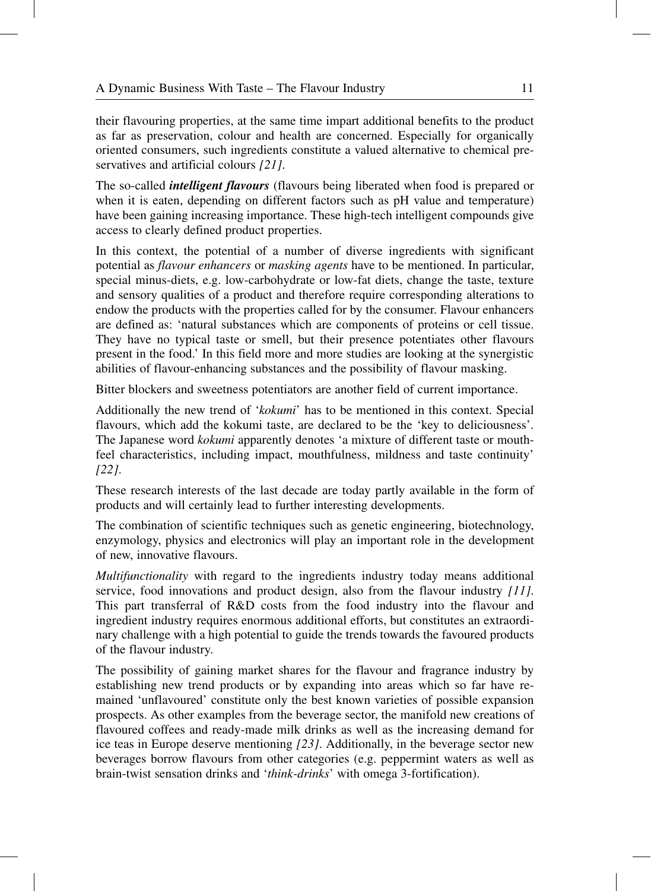their flavouring properties, at the same time impart additional benefits to the product as far as preservation, colour and health are concerned. Especially for organically oriented consumers, such ingredients constitute a valued alternative to chemical preservatives and artificial colours *[21]*.

The so-called ***intelligent flavours*** (flavours being liberated when food is prepared or when it is eaten, depending on different factors such as pH value and temperature) have been gaining increasing importance. These high-tech intelligent compounds give access to clearly defined product properties.

In this context, the potential of a number of diverse ingredients with significant potential as *flavour enhancers* or *masking agents* have to be mentioned. In particular, special minus-diets, e.g. low-carbohydrate or low-fat diets, change the taste, texture and sensory qualities of a product and therefore require corresponding alterations to endow the products with the properties called for by the consumer. Flavour enhancers are defined as: 'natural substances which are components of proteins or cell tissue. They have no typical taste or smell, but their presence potentiates other flavours present in the food.' In this field more and more studies are looking at the synergistic abilities of flavour-enhancing substances and the possibility of flavour masking.

Bitter blockers and sweetness potentiators are another field of current importance.

Additionally the new trend of '*kokumi*' has to be mentioned in this context. Special flavours, which add the kokumi taste, are declared to be the 'key to deliciousness'. The Japanese word *kokumi* apparently denotes 'a mixture of different taste or mouthfeel characteristics, including impact, mouthfulness, mildness and taste continuity' *[22]*.

These research interests of the last decade are today partly available in the form of products and will certainly lead to further interesting developments.

The combination of scientific techniques such as genetic engineering, biotechnology, enzymology, physics and electronics will play an important role in the development of new, innovative flavours.

*Multifunctionality* with regard to the ingredients industry today means additional service, food innovations and product design, also from the flavour industry *[11]*. This part transferral of R&D costs from the food industry into the flavour and ingredient industry requires enormous additional efforts, but constitutes an extraordinary challenge with a high potential to guide the trends towards the favoured products of the flavour industry.

The possibility of gaining market shares for the flavour and fragrance industry by establishing new trend products or by expanding into areas which so far have remained 'unflavoured' constitute only the best known varieties of possible expansion prospects. As other examples from the beverage sector, the manifold new creations of flavoured coffees and ready-made milk drinks as well as the increasing demand for ice teas in Europe deserve mentioning *[23]*. Additionally, in the beverage sector new beverages borrow flavours from other categories (e.g. peppermint waters as well as brain-twist sensation drinks and '*think-drinks*' with omega 3-fortification).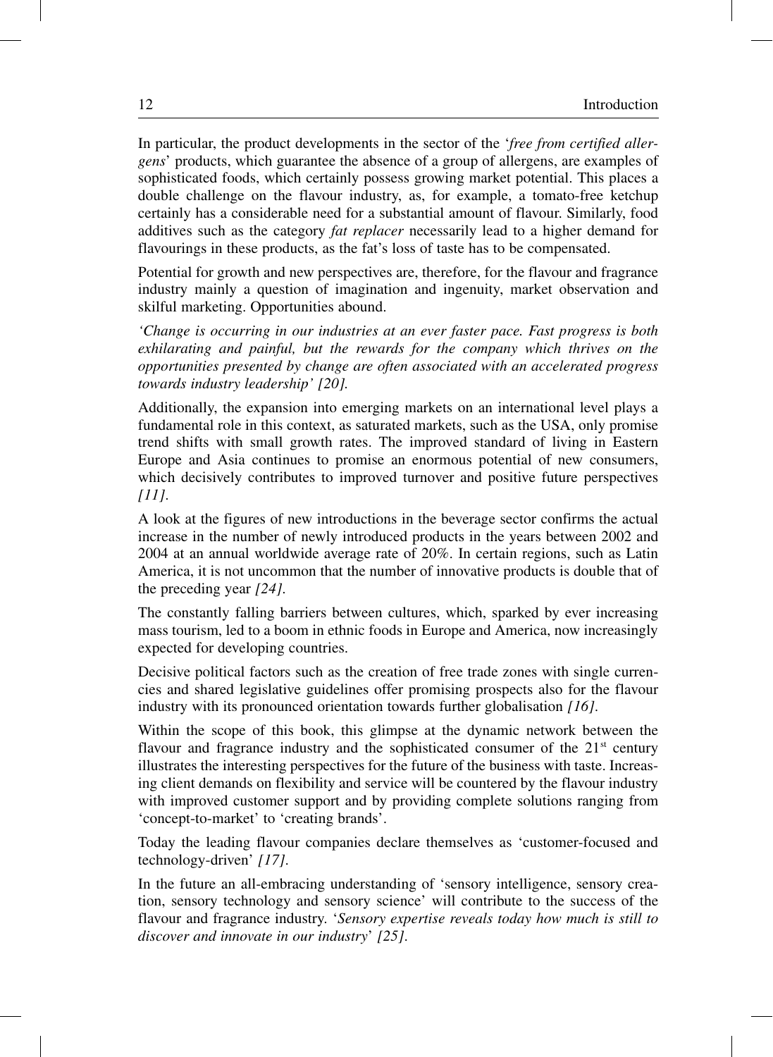In particular, the product developments in the sector of the '*free from certified allergens*' products, which guarantee the absence of a group of allergens, are examples of sophisticated foods, which certainly possess growing market potential. This places a double challenge on the flavour industry, as, for example, a tomato-free ketchup certainly has a considerable need for a substantial amount of flavour. Similarly, food additives such as the category *fat replacer* necessarily lead to a higher demand for flavourings in these products, as the fat's loss of taste has to be compensated.

Potential for growth and new perspectives are, therefore, for the flavour and fragrance industry mainly a question of imagination and ingenuity, market observation and skilful marketing. Opportunities abound.

*'Change is occurring in our industries at an ever faster pace. Fast progress is both exhilarating and painful, but the rewards for the company which thrives on the opportunities presented by change are often associated with an accelerated progress towards industry leadership' [20].*

Additionally, the expansion into emerging markets on an international level plays a fundamental role in this context, as saturated markets, such as the USA, only promise trend shifts with small growth rates. The improved standard of living in Eastern Europe and Asia continues to promise an enormous potential of new consumers, which decisively contributes to improved turnover and positive future perspectives *[11].*

A look at the figures of new introductions in the beverage sector confirms the actual increase in the number of newly introduced products in the years between 2002 and 2004 at an annual worldwide average rate of 20%. In certain regions, such as Latin America, it is not uncommon that the number of innovative products is double that of the preceding year *[24].*

The constantly falling barriers between cultures, which, sparked by ever increasing mass tourism, led to a boom in ethnic foods in Europe and America, now increasingly expected for developing countries.

Decisive political factors such as the creation of free trade zones with single currencies and shared legislative guidelines offer promising prospects also for the flavour industry with its pronounced orientation towards further globalisation *[16].*

Within the scope of this book, this glimpse at the dynamic network between the flavour and fragrance industry and the sophisticated consumer of the 21st century illustrates the interesting perspectives for the future of the business with taste. Increasing client demands on flexibility and service will be countered by the flavour industry with improved customer support and by providing complete solutions ranging from 'concept-to-market' to 'creating brands'.

Today the leading flavour companies declare themselves as 'customer-focused and technology-driven' *[17].*

In the future an all-embracing understanding of 'sensory intelligence, sensory creation, sensory technology and sensory science' will contribute to the success of the flavour and fragrance industry. '*Sensory expertise reveals today how much is still to discover and innovate in our industry*' *[25].*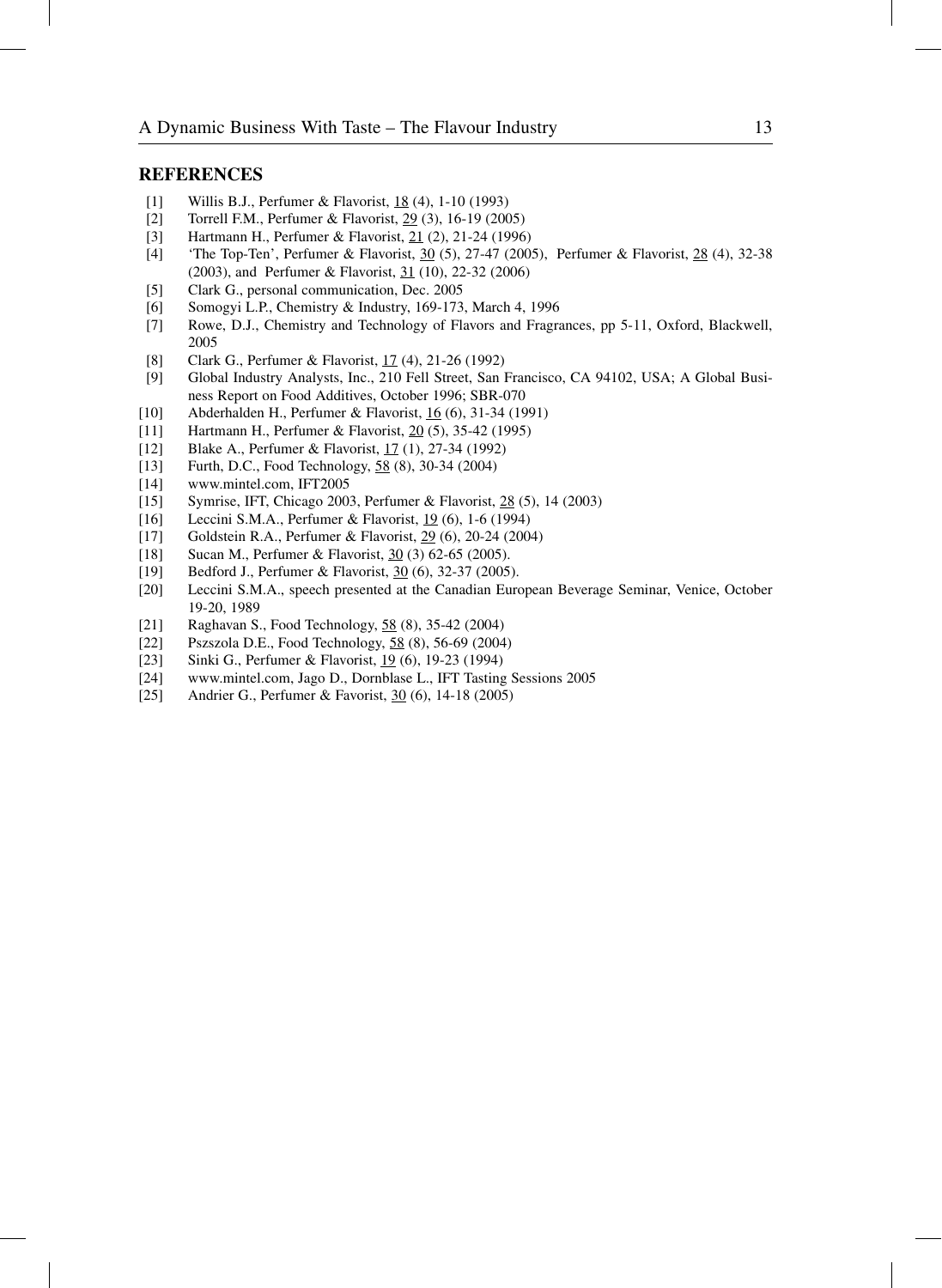## REFERENCES

[1] Willis B.J., Perfumer & Flavorist, 18 (4), 1-10 (1993)
[2] Torrell F.M., Perfumer & Flavorist, 29 (3), 16-19 (2005)
[3] Hartmann H., Perfumer & Flavorist, 21 (2), 21-24 (1996)
[4] 'The Top-Ten', Perfumer & Flavorist, 30 (5), 27-47 (2005), Perfumer & Flavorist, 28 (4), 32-38 (2003), and Perfumer & Flavorist, 31 (10), 22-32 (2006)
[5] Clark G., personal communication, Dec. 2005
[6] Somogyi L.P., Chemistry & Industry, 169-173, March 4, 1996
[7] Rowe, D.J., Chemistry and Technology of Flavors and Fragrances, pp 5-11, Oxford, Blackwell, 2005
[8] Clark G., Perfumer & Flavorist, 17 (4), 21-26 (1992)
[9] Global Industry Analysts, Inc., 210 Fell Street, San Francisco, CA 94102, USA; A Global Business Report on Food Additives, October 1996; SBR-070
[10] Abderhalden H., Perfumer & Flavorist, 16 (6), 31-34 (1991)
[11] Hartmann H., Perfumer & Flavorist, 20 (5), 35-42 (1995)
[12] Blake A., Perfumer & Flavorist, 17 (1), 27-34 (1992)
[13] Furth, D.C., Food Technology, 58 (8), 30-34 (2004)
[14] www.mintel.com, IFT2005
[15] Symrise, IFT, Chicago 2003, Perfumer & Flavorist, 28 (5), 14 (2003)
[16] Leccini S.M.A., Perfumer & Flavorist, 19 (6), 1-6 (1994)
[17] Goldstein R.A., Perfumer & Flavorist, 29 (6), 20-24 (2004)
[18] Sucan M., Perfumer & Flavorist, 30 (3) 62-65 (2005).
[19] Bedford J., Perfumer & Flavorist, 30 (6), 32-37 (2005).
[20] Leccini S.M.A., speech presented at the Canadian European Beverage Seminar, Venice, October 19-20, 1989
[21] Raghavan S., Food Technology, 58 (8), 35-42 (2004)
[22] Pszszola D.E., Food Technology, 58 (8), 56-69 (2004)
[23] Sinki G., Perfumer & Flavorist, 19 (6), 19-23 (1994)
[24] www.mintel.com, Jago D., Dornblase L., IFT Tasting Sessions 2005
[25] Andrier G., Perfumer & Favorist, 30 (6), 14-18 (2005)